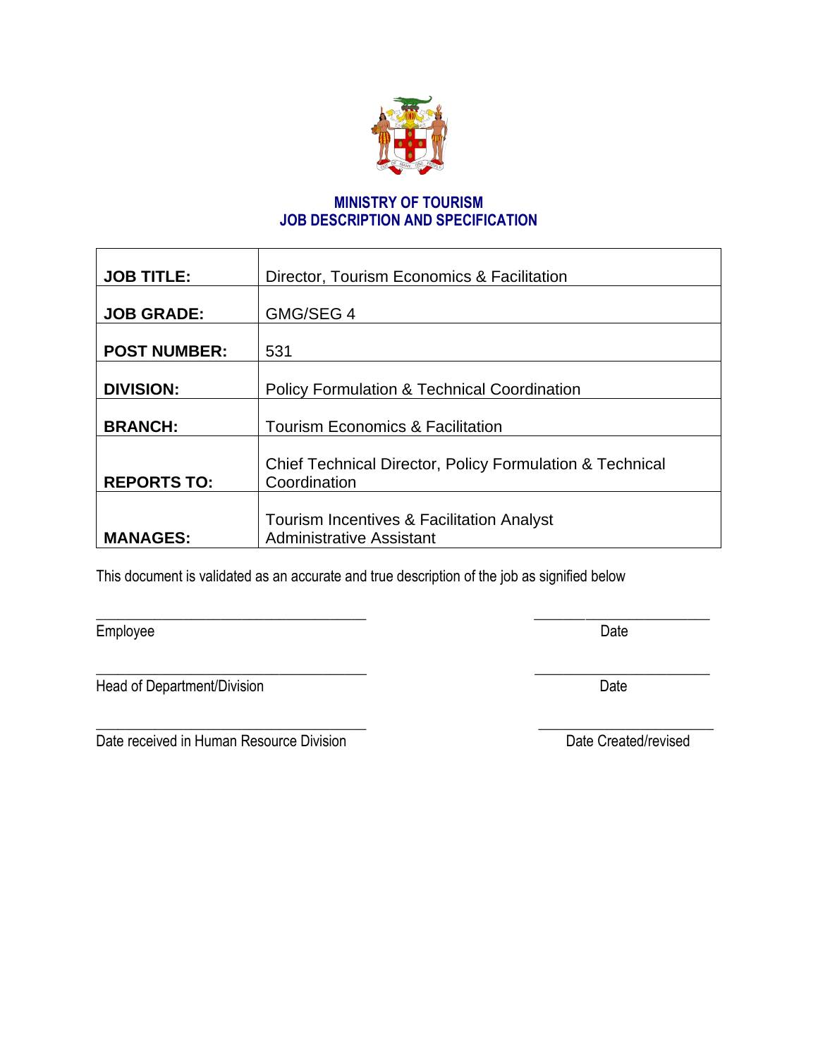# MINISTRY OF TOURISM
# JOB DESCRIPTION AND SPECIFICATION

| | |
|---|---|
| **JOB TITLE:** | Director, Tourism Economics & Facilitation |
| **JOB GRADE:** | GMG/SEG 4 |
| **POST NUMBER:** | 531 |
| **DIVISION:** | Policy Formulation & Technical Coordination |
| **BRANCH:** | Tourism Economics & Facilitation |
| **REPORTS TO:** | Chief Technical Director, Policy Formulation & Technical Coordination |
| **MANAGES:** | Tourism Incentives & Facilitation Analyst<br>Administrative Assistant |

This document is validated as an accurate and true description of the job as signified below

_________________________________ _________________________

Employee Date

_________________________________ _________________________

Head of Department/Division Date

_________________________________ _________________________

Date received in Human Resource Division Date Created/revised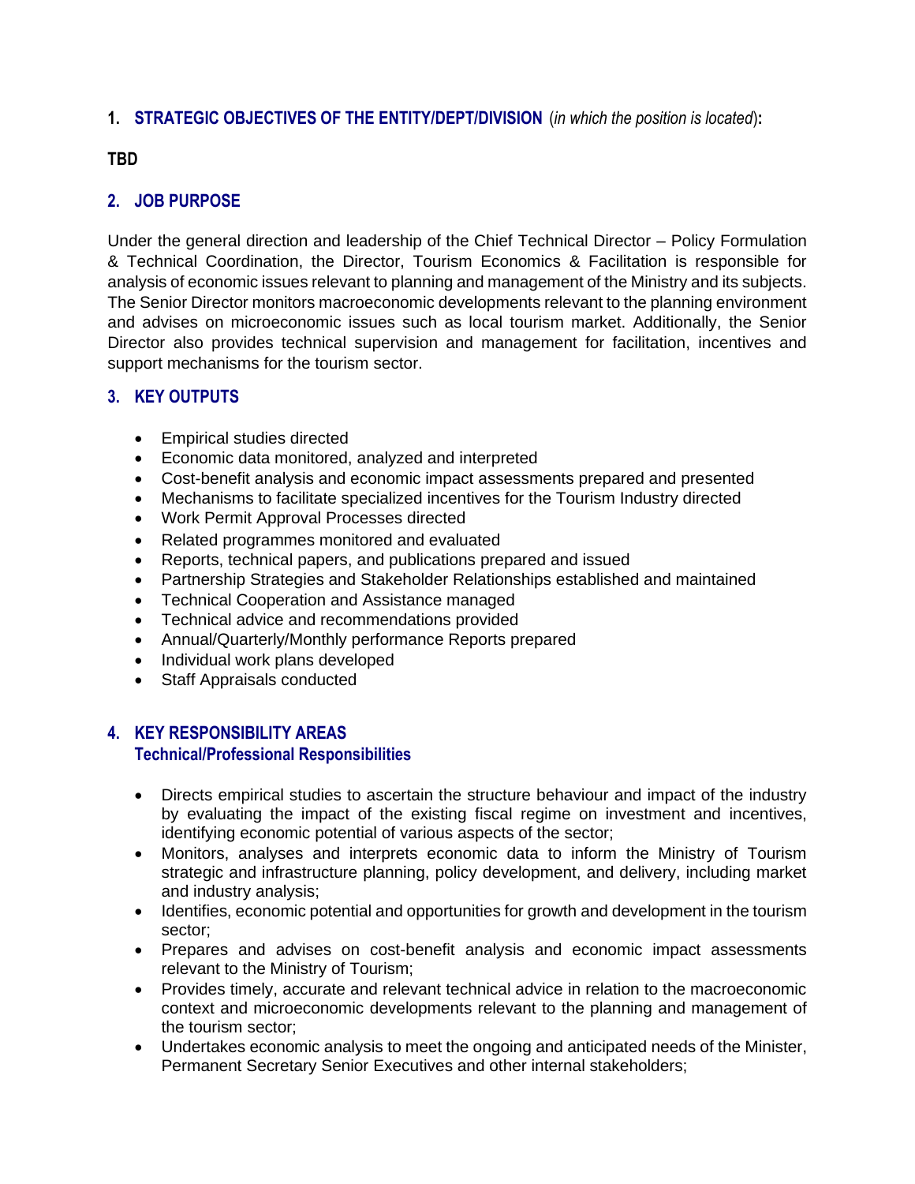## 1. STRATEGIC OBJECTIVES OF THE ENTITY/DEPT/DIVISION (*in which the position is located*):

**TBD**

## 2. JOB PURPOSE

Under the general direction and leadership of the Chief Technical Director – Policy Formulation & Technical Coordination, the Director, Tourism Economics & Facilitation is responsible for analysis of economic issues relevant to planning and management of the Ministry and its subjects. The Senior Director monitors macroeconomic developments relevant to the planning environment and advises on microeconomic issues such as local tourism market. Additionally, the Senior Director also provides technical supervision and management for facilitation, incentives and support mechanisms for the tourism sector.

## 3. KEY OUTPUTS

- Empirical studies directed
- Economic data monitored, analyzed and interpreted
- Cost-benefit analysis and economic impact assessments prepared and presented
- Mechanisms to facilitate specialized incentives for the Tourism Industry directed
- Work Permit Approval Processes directed
- Related programmes monitored and evaluated
- Reports, technical papers, and publications prepared and issued
- Partnership Strategies and Stakeholder Relationships established and maintained
- Technical Cooperation and Assistance managed
- Technical advice and recommendations provided
- Annual/Quarterly/Monthly performance Reports prepared
- Individual work plans developed
- Staff Appraisals conducted

## 4. KEY RESPONSIBILITY AREAS

### Technical/Professional Responsibilities

- Directs empirical studies to ascertain the structure behaviour and impact of the industry by evaluating the impact of the existing fiscal regime on investment and incentives, identifying economic potential of various aspects of the sector;
- Monitors, analyses and interprets economic data to inform the Ministry of Tourism strategic and infrastructure planning, policy development, and delivery, including market and industry analysis;
- Identifies, economic potential and opportunities for growth and development in the tourism sector;
- Prepares and advises on cost-benefit analysis and economic impact assessments relevant to the Ministry of Tourism;
- Provides timely, accurate and relevant technical advice in relation to the macroeconomic context and microeconomic developments relevant to the planning and management of the tourism sector;
- Undertakes economic analysis to meet the ongoing and anticipated needs of the Minister, Permanent Secretary Senior Executives and other internal stakeholders;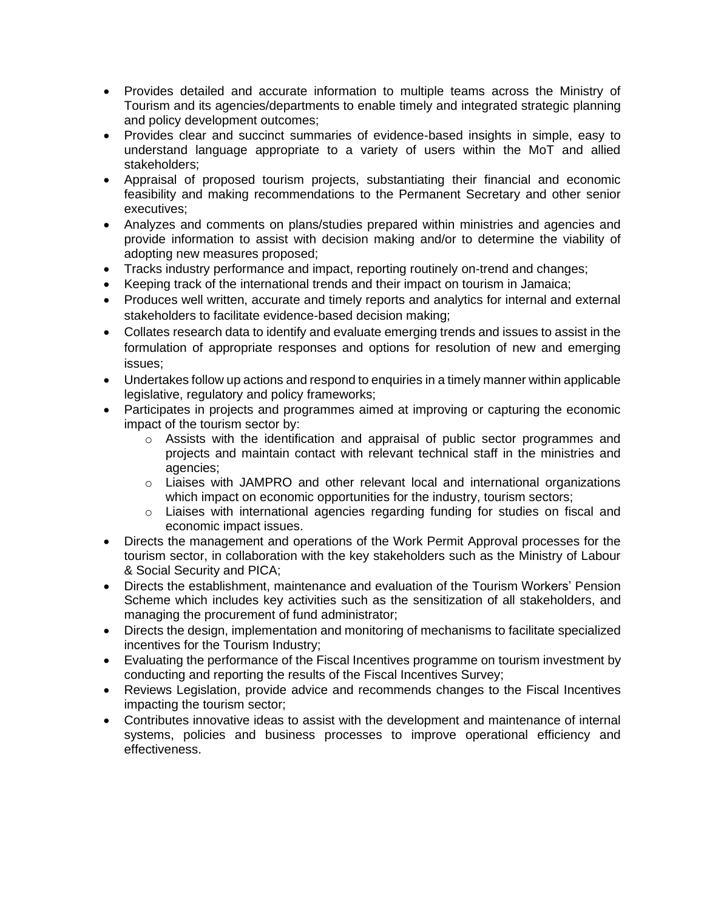- Provides detailed and accurate information to multiple teams across the Ministry of Tourism and its agencies/departments to enable timely and integrated strategic planning and policy development outcomes;
- Provides clear and succinct summaries of evidence-based insights in simple, easy to understand language appropriate to a variety of users within the MoT and allied stakeholders;
- Appraisal of proposed tourism projects, substantiating their financial and economic feasibility and making recommendations to the Permanent Secretary and other senior executives;
- Analyzes and comments on plans/studies prepared within ministries and agencies and provide information to assist with decision making and/or to determine the viability of adopting new measures proposed;
- Tracks industry performance and impact, reporting routinely on-trend and changes;
- Keeping track of the international trends and their impact on tourism in Jamaica;
- Produces well written, accurate and timely reports and analytics for internal and external stakeholders to facilitate evidence-based decision making;
- Collates research data to identify and evaluate emerging trends and issues to assist in the formulation of appropriate responses and options for resolution of new and emerging issues;
- Undertakes follow up actions and respond to enquiries in a timely manner within applicable legislative, regulatory and policy frameworks;
- Participates in projects and programmes aimed at improving or capturing the economic impact of the tourism sector by:
    - Assists with the identification and appraisal of public sector programmes and projects and maintain contact with relevant technical staff in the ministries and agencies;
    - Liaises with JAMPRO and other relevant local and international organizations which impact on economic opportunities for the industry, tourism sectors;
    - Liaises with international agencies regarding funding for studies on fiscal and economic impact issues.
- Directs the management and operations of the Work Permit Approval processes for the tourism sector, in collaboration with the key stakeholders such as the Ministry of Labour & Social Security and PICA;
- Directs the establishment, maintenance and evaluation of the Tourism Workers' Pension Scheme which includes key activities such as the sensitization of all stakeholders, and managing the procurement of fund administrator;
- Directs the design, implementation and monitoring of mechanisms to facilitate specialized incentives for the Tourism Industry;
- Evaluating the performance of the Fiscal Incentives programme on tourism investment by conducting and reporting the results of the Fiscal Incentives Survey;
- Reviews Legislation, provide advice and recommends changes to the Fiscal Incentives impacting the tourism sector;
- Contributes innovative ideas to assist with the development and maintenance of internal systems, policies and business processes to improve operational efficiency and effectiveness.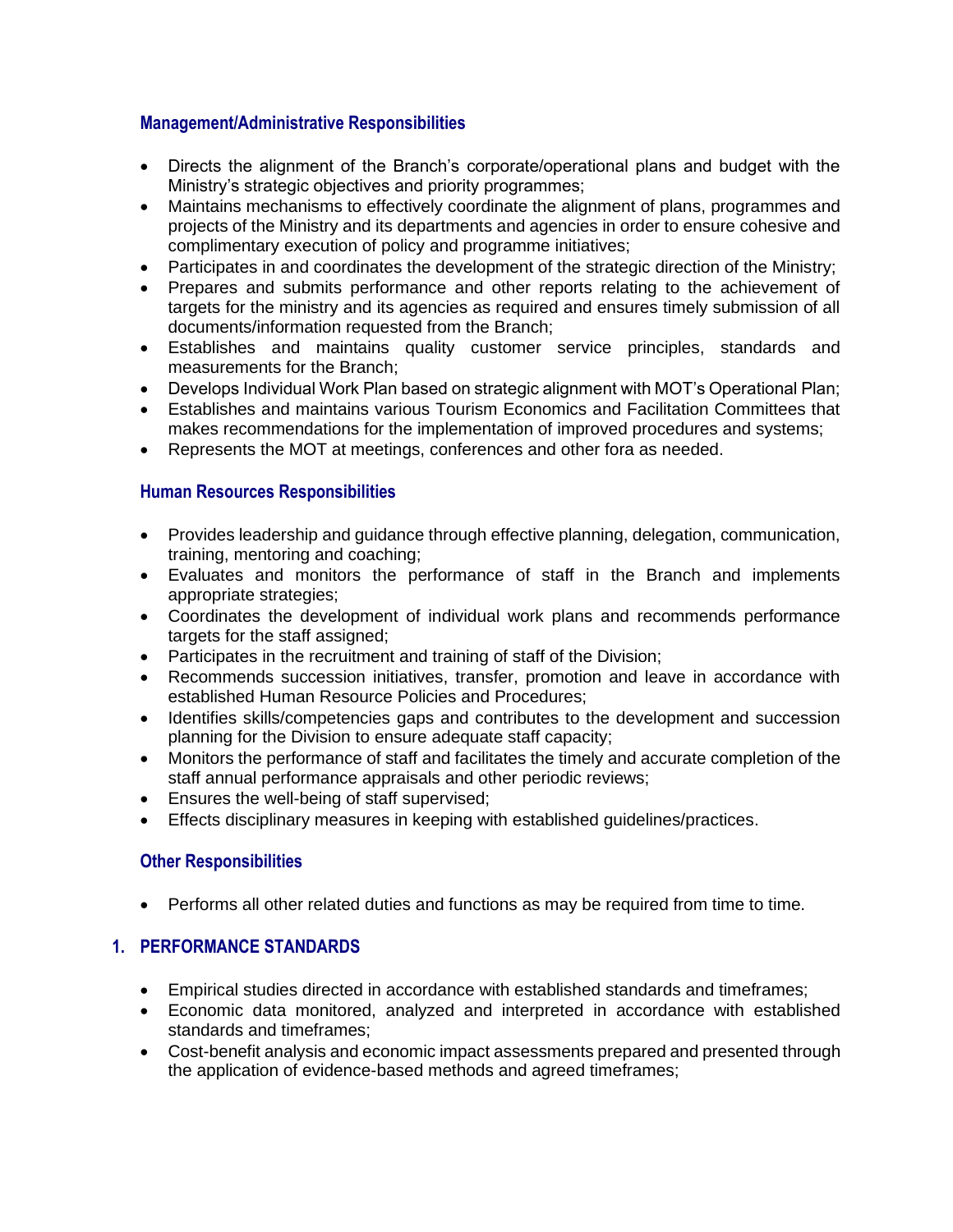### Management/Administrative Responsibilities

- Directs the alignment of the Branch's corporate/operational plans and budget with the Ministry's strategic objectives and priority programmes;
- Maintains mechanisms to effectively coordinate the alignment of plans, programmes and projects of the Ministry and its departments and agencies in order to ensure cohesive and complimentary execution of policy and programme initiatives;
- Participates in and coordinates the development of the strategic direction of the Ministry;
- Prepares and submits performance and other reports relating to the achievement of targets for the ministry and its agencies as required and ensures timely submission of all documents/information requested from the Branch;
- Establishes and maintains quality customer service principles, standards and measurements for the Branch;
- Develops Individual Work Plan based on strategic alignment with MOT's Operational Plan;
- Establishes and maintains various Tourism Economics and Facilitation Committees that makes recommendations for the implementation of improved procedures and systems;
- Represents the MOT at meetings, conferences and other fora as needed.

### Human Resources Responsibilities

- Provides leadership and guidance through effective planning, delegation, communication, training, mentoring and coaching;
- Evaluates and monitors the performance of staff in the Branch and implements appropriate strategies;
- Coordinates the development of individual work plans and recommends performance targets for the staff assigned;
- Participates in the recruitment and training of staff of the Division;
- Recommends succession initiatives, transfer, promotion and leave in accordance with established Human Resource Policies and Procedures;
- Identifies skills/competencies gaps and contributes to the development and succession planning for the Division to ensure adequate staff capacity;
- Monitors the performance of staff and facilitates the timely and accurate completion of the staff annual performance appraisals and other periodic reviews;
- Ensures the well-being of staff supervised;
- Effects disciplinary measures in keeping with established guidelines/practices.

### Other Responsibilities

- Performs all other related duties and functions as may be required from time to time.

## 1. PERFORMANCE STANDARDS

- Empirical studies directed in accordance with established standards and timeframes;
- Economic data monitored, analyzed and interpreted in accordance with established standards and timeframes;
- Cost-benefit analysis and economic impact assessments prepared and presented through the application of evidence-based methods and agreed timeframes;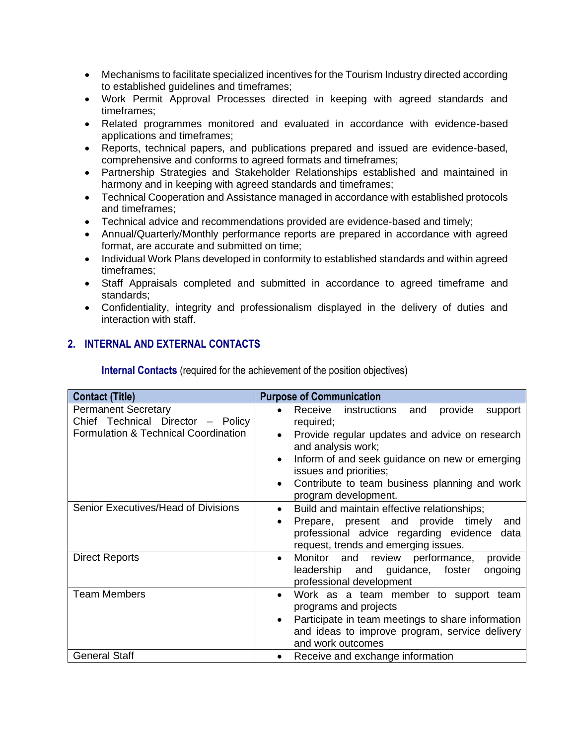- Mechanisms to facilitate specialized incentives for the Tourism Industry directed according to established guidelines and timeframes;
- Work Permit Approval Processes directed in keeping with agreed standards and timeframes;
- Related programmes monitored and evaluated in accordance with evidence-based applications and timeframes;
- Reports, technical papers, and publications prepared and issued are evidence-based, comprehensive and conforms to agreed formats and timeframes;
- Partnership Strategies and Stakeholder Relationships established and maintained in harmony and in keeping with agreed standards and timeframes;
- Technical Cooperation and Assistance managed in accordance with established protocols and timeframes;
- Technical advice and recommendations provided are evidence-based and timely;
- Annual/Quarterly/Monthly performance reports are prepared in accordance with agreed format, are accurate and submitted on time;
- Individual Work Plans developed in conformity to established standards and within agreed timeframes;
- Staff Appraisals completed and submitted in accordance to agreed timeframe and standards;
- Confidentiality, integrity and professionalism displayed in the delivery of duties and interaction with staff.

## 2. INTERNAL AND EXTERNAL CONTACTS

**Internal Contacts** (required for the achievement of the position objectives)

| Contact (Title) | Purpose of Communication |
|---|---|
| Permanent Secretary<br>Chief Technical Director – Policy Formulation & Technical Coordination | • Receive instructions and provide support required;<br>• Provide regular updates and advice on research and analysis work;<br>• Inform of and seek guidance on new or emerging issues and priorities;<br>• Contribute to team business planning and work program development. |
| Senior Executives/Head of Divisions | • Build and maintain effective relationships;<br>• Prepare, present and provide timely and professional advice regarding evidence data request, trends and emerging issues. |
| Direct Reports | • Monitor and review performance, provide leadership and guidance, foster ongoing professional development |
| Team Members | • Work as a team member to support team programs and projects<br>• Participate in team meetings to share information and ideas to improve program, service delivery and work outcomes |
| General Staff | • Receive and exchange information |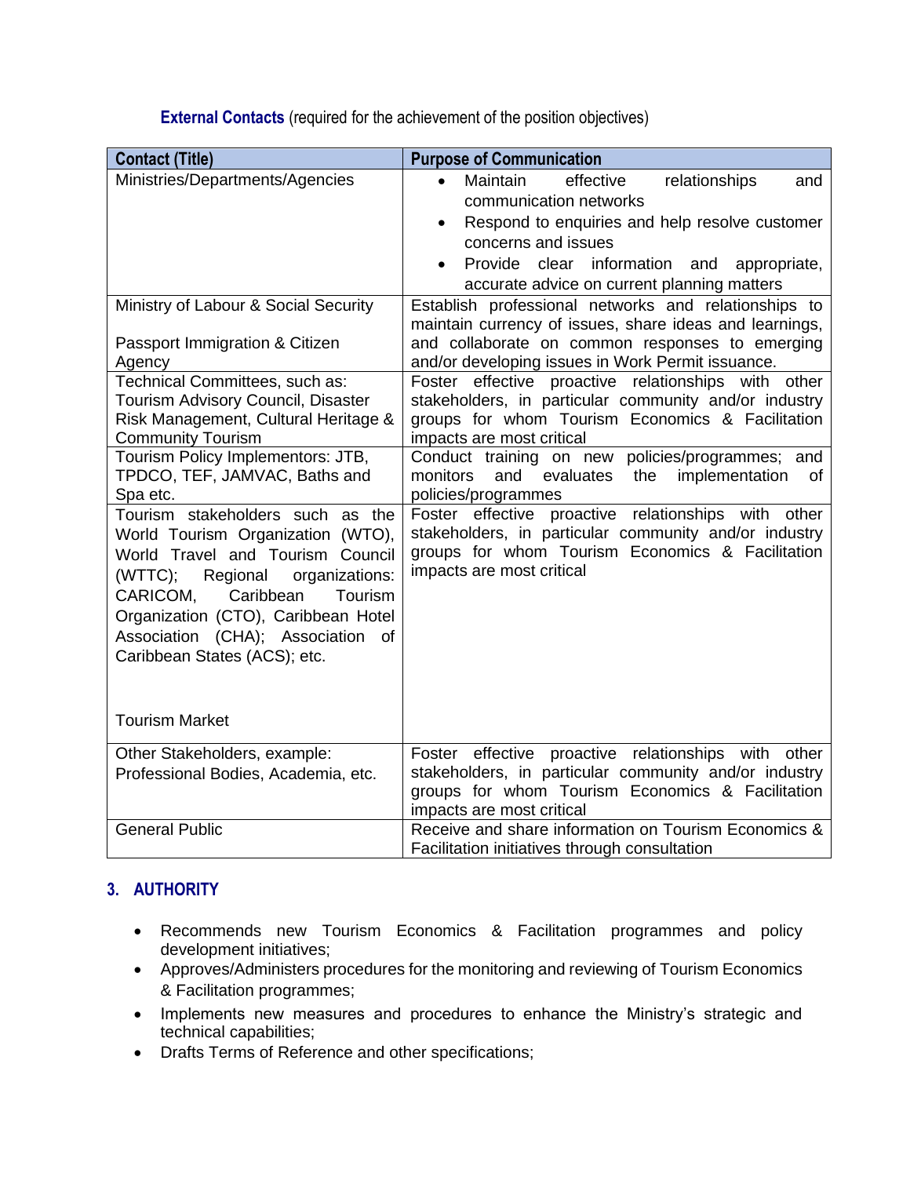**External Contacts** (required for the achievement of the position objectives)

| Contact (Title) | Purpose of Communication |
|---|---|
| Ministries/Departments/Agencies | • Maintain effective relationships and communication networks<br>• Respond to enquiries and help resolve customer concerns and issues<br>• Provide clear information and appropriate, accurate advice on current planning matters |
| Ministry of Labour & Social Security<br><br>Passport Immigration & Citizen Agency | Establish professional networks and relationships to maintain currency of issues, share ideas and learnings, and collaborate on common responses to emerging and/or developing issues in Work Permit issuance. |
| Technical Committees, such as: Tourism Advisory Council, Disaster Risk Management, Cultural Heritage & Community Tourism | Foster effective proactive relationships with other stakeholders, in particular community and/or industry groups for whom Tourism Economics & Facilitation impacts are most critical |
| Tourism Policy Implementors: JTB, TPDCO, TEF, JAMVAC, Baths and Spa etc. | Conduct training on new policies/programmes; and monitors and evaluates the implementation of policies/programmes |
| Tourism stakeholders such as the World Tourism Organization (WTO), World Travel and Tourism Council (WTTC); Regional organizations: CARICOM, Caribbean Tourism Organization (CTO), Caribbean Hotel Association (CHA); Association of Caribbean States (ACS); etc.<br><br>Tourism Market | Foster effective proactive relationships with other stakeholders, in particular community and/or industry groups for whom Tourism Economics & Facilitation impacts are most critical |
| Other Stakeholders, example: Professional Bodies, Academia, etc. | Foster effective proactive relationships with other stakeholders, in particular community and/or industry groups for whom Tourism Economics & Facilitation impacts are most critical |
| General Public | Receive and share information on Tourism Economics & Facilitation initiatives through consultation |

## 3. AUTHORITY

- Recommends new Tourism Economics & Facilitation programmes and policy development initiatives;
- Approves/Administers procedures for the monitoring and reviewing of Tourism Economics & Facilitation programmes;
- Implements new measures and procedures to enhance the Ministry's strategic and technical capabilities;
- Drafts Terms of Reference and other specifications;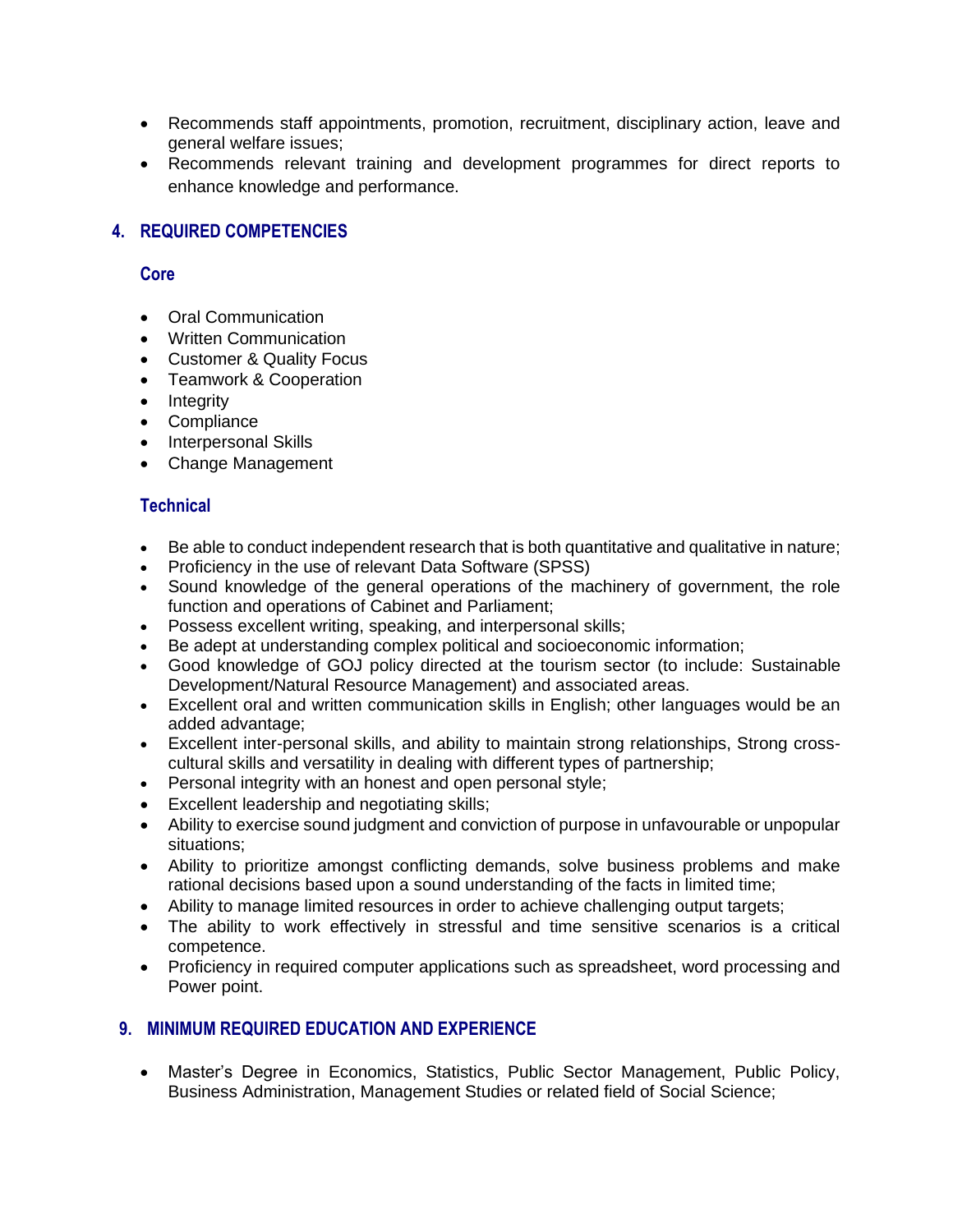- Recommends staff appointments, promotion, recruitment, disciplinary action, leave and general welfare issues;
- Recommends relevant training and development programmes for direct reports to enhance knowledge and performance.

## 4. REQUIRED COMPETENCIES

### Core

- Oral Communication
- Written Communication
- Customer & Quality Focus
- Teamwork & Cooperation
- Integrity
- Compliance
- Interpersonal Skills
- Change Management

### Technical

- Be able to conduct independent research that is both quantitative and qualitative in nature;
- Proficiency in the use of relevant Data Software (SPSS)
- Sound knowledge of the general operations of the machinery of government, the role function and operations of Cabinet and Parliament;
- Possess excellent writing, speaking, and interpersonal skills;
- Be adept at understanding complex political and socioeconomic information;
- Good knowledge of GOJ policy directed at the tourism sector (to include: Sustainable Development/Natural Resource Management) and associated areas.
- Excellent oral and written communication skills in English; other languages would be an added advantage;
- Excellent inter-personal skills, and ability to maintain strong relationships, Strong cross-cultural skills and versatility in dealing with different types of partnership;
- Personal integrity with an honest and open personal style;
- Excellent leadership and negotiating skills;
- Ability to exercise sound judgment and conviction of purpose in unfavourable or unpopular situations;
- Ability to prioritize amongst conflicting demands, solve business problems and make rational decisions based upon a sound understanding of the facts in limited time;
- Ability to manage limited resources in order to achieve challenging output targets;
- The ability to work effectively in stressful and time sensitive scenarios is a critical competence.
- Proficiency in required computer applications such as spreadsheet, word processing and Power point.

## 9. MINIMUM REQUIRED EDUCATION AND EXPERIENCE

- Master's Degree in Economics, Statistics, Public Sector Management, Public Policy, Business Administration, Management Studies or related field of Social Science;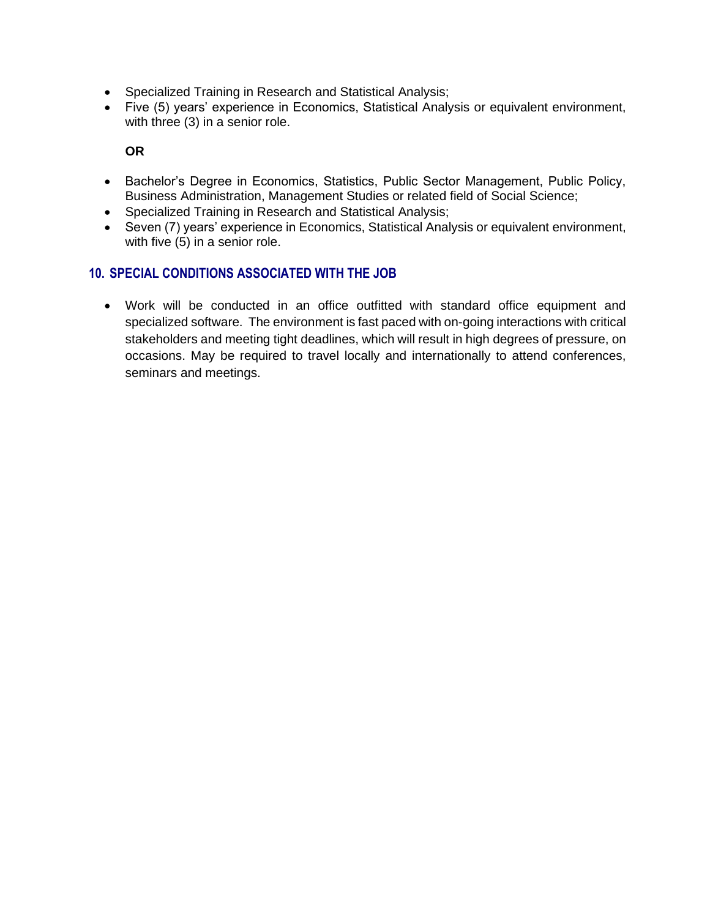- Specialized Training in Research and Statistical Analysis;
- Five (5) years' experience in Economics, Statistical Analysis or equivalent environment, with three (3) in a senior role.

**OR**

- Bachelor's Degree in Economics, Statistics, Public Sector Management, Public Policy, Business Administration, Management Studies or related field of Social Science;
- Specialized Training in Research and Statistical Analysis;
- Seven (7) years' experience in Economics, Statistical Analysis or equivalent environment, with five (5) in a senior role.

## 10. SPECIAL CONDITIONS ASSOCIATED WITH THE JOB

- Work will be conducted in an office outfitted with standard office equipment and specialized software. The environment is fast paced with on-going interactions with critical stakeholders and meeting tight deadlines, which will result in high degrees of pressure, on occasions. May be required to travel locally and internationally to attend conferences, seminars and meetings.